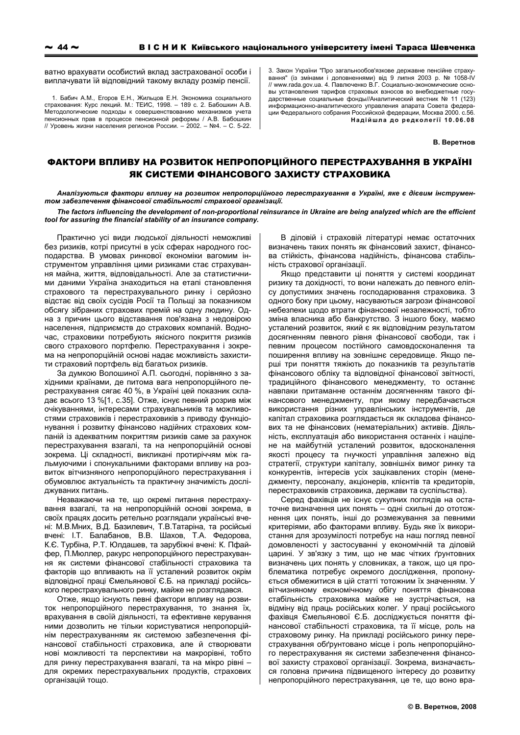ватно врахувати особистий вклад застрахованої особи і виплачувати їй відповідний такому вкладу розмір пенсії.

1. Бабич А.М., Егоров Е.Н., Жильцов Е.Н. Экономика социального страхования: Курс лекций. М.: ТЕИС, 1998. – 189 с. 2. Бабошкин А.В. Методологические подходы к совершенствованию механизмов учета пенсионных прав в процессе пенсионной реформы / А.В. Бабошкин // Уровень жизни населения регионов России. – 2002. – №4. – С. 5-22. 3. Закон України "Про загальнообов'язкове державне пенсійне страхування" (із змінами і доповненнями) від 9 липня 2003 р. № 1058-IV // www.rada.gov.ua. 4. Павлюченко В.Г. Социально-экономические основы установления тарифов страховых взносов во внебюджетные государственные социальные фонды//Аналитический вестник № 11 (123) информационно-аналитического управления аппарата Совета федерации Федерального собрания Российской федерации, Москва 2000. с.56.

**Надійшла до редколегії 10.06.08**

**В. Веретнов**

# ФАКТОРИ ВПЛИВУ НА РОЗВИТОК НЕПРОПОРЦІЙНОГО ПЕРЕСТРАХУВАННЯ В УКРАЇНІ ЯК СИСТЕМИ ФІНАНСОВОГО ЗАХИСТУ СТРАХОВИКА

***Аналізуються фактори впливу на розвиток непропорційного перестрахування в Україні, яке є дієвим інструментом забезпечення фінансової стабільності страхової організації.***

***The factors influencing the development of non-proportional reinsurance in Ukraine are being analyzed which are the efficient tool for assuring the financial stability of an insurance company.***

Практично усі види людської діяльності неможливі без ризиків, котрі присутні в усіх сферах народного господарства. В умовах ринкової економіки вагомим інструментом управління цими ризиками стає страхування майна, життя, відповідальності. Але за статистичними даними Україна знаходиться на етапі становлення страхового та перестрахувального ринку і серйозно відстає від своїх сусідів Росії та Польщі за показником обсягу зібраних страхових премій на одну людину. Одна з причин цього відставання пов'язана з недовірою населення, підприємств до страхових компаній. Водночас, страховики потребують якісного покриття ризиків свого страхового портфелю. Перестрахування і зокрема на непропорційній основі надає можливість захистити страховий портфель від багатьох ризиків.

За думкою Волошиної А.П. сьогодні, порівняно з західними країнами, де питома вага непропорційного перестрахування сягає 40 %, в Україні цей показник складає всього 13 %[1, с.35]. Отже, існує певний розрив між очікуваннями, інтересами страхувальників та можливостями страховиків і перестраховиків з приводу функціонування і розвитку фінансово надійних страхових компаній із адекватним покриттям ризиків саме за рахунок перестрахування взагалі, та на непропорційній основі зокрема. Ці складності, викликані протиріччям між гальмуючими і спонукальними факторами впливу на розвиток вітчизняного непропорційного перестрахування і обумовлює актуальність та практичну значимість досліджуваних питань.

Незважаючи на те, що окремі питання перестрахування взагалі, та на непропорційній основі зокрема, в своїх працях досить ретельно розглядали українські вчені: М.В.Мних, В.Д. Базилевич, Т.В.Татаріна, та російські вчені: І.Т. Балабанов, В.В. Шахов, Т.А. Федорова, К.Є. Турбіна, Р.Т. Юлдашев, та зарубіжні вчені: К. Пфайфер, П.Мюллер, ракурс непропорційного перестрахування як системи фінансової стабільності страховика та факторів що впливають на її усталений розвиток окрім відповідної праці Ємельянової Є.Б. на прикладі російського перестрахувального ринку, майже не розглядався.

Отже, якщо існують певні фактори впливу на розвиток непропорційного перестрахування, то знання їх, врахування в своїй діяльності, та ефективне керування ними дозволить не тільки користуватися непропорційним перестрахуванням як системою забезпечення фінансової стабільності страховика, але й створювати нові можливості та перспективи на макрорівні, тобто для ринку перестрахування взагалі, та на мікро рівні – для окремих перестрахувальних продуктів, страхових організацій тощо.

В діловій і страховій літературі немає остаточних визначень таких понять як фінансовий захист, фінансова стійкість, фінансова надійність, фінансова стабільність страхової організації.

Якщо представити ці поняття у системі координат ризику та дохідності, то вони належать до певного еліпсу допустимих значень господарювання страховика. З одного боку при цьому, насуваються загрози фінансової небезпеки щодо втрати фінансової незалежності, тобто зміна власника або банкрутство. З іншого боку, маємо усталений розвиток, який є як відповідним результатом досягненням певного рівня фінансової свободи, так і певним процесом постійного самовдосконалення та поширення впливу на зовнішнє середовище. Якщо перші три поняття тяжіють до показників та результатів фінансового обліку та відповідної фінансової звітності, традиційного фінансового менеджменту, то останнє навпаки притаманне останнім досягненням такого фінансового менеджменту, при якому передбачається використання різних управлінських інструментів, де капітал страховика розглядається як складова фінансових та не фінансових (нематеріальних) активів. Діяльність, експлуатація або використання останніх і націлене на майбутній усталений розвиток, вдосконалення якості процесу та гнучкості управління залежно від стратегії, структури капіталу, зовнішніх вимог ринку та конкурентів, інтересів усіх зацікавлених сторін (менеджменту, персоналу, акціонерів, клієнтів та кредиторів, перестраховиків страховика, держави та суспільства).

Серед фахівців не існує сукупних поглядів на остаточне визначення цих понять – одні схильні до ототожнення цих понять, інші до розмежування за певними критеріями, або факторами впливу. Будь яке їх використання для зрозумілості потребує на наш погляд певної домовленості у застосуванні у економічній та діловій царині. У зв'язку з тим, що не має чітких ґрунтовних визначень цих понять у словниках, а також, що ця проблематика потребує окремого дослідження, пропонується обмежитися в цій статті тотожним їх значенням. У вітчизняному економічному обігу поняття фінансова стабільність страховика майже не зустрічається, на відміну від праць російських колег. У праці російського фахівця Ємельянової Є.Б. досліджується поняття фінансової стабільності страховика, та її місце, роль на страховому ринку. На прикладі російського ринку перестрахування обґрунтовано місце і роль непропорційного перестрахування як системи забезпечення фінансової захисту страхової організації. Зокрема, визначається головна причина підвищеного інтересу до розвитку непропорційного перестрахування, це те, що воно вра-

© В. Веретнов, 2008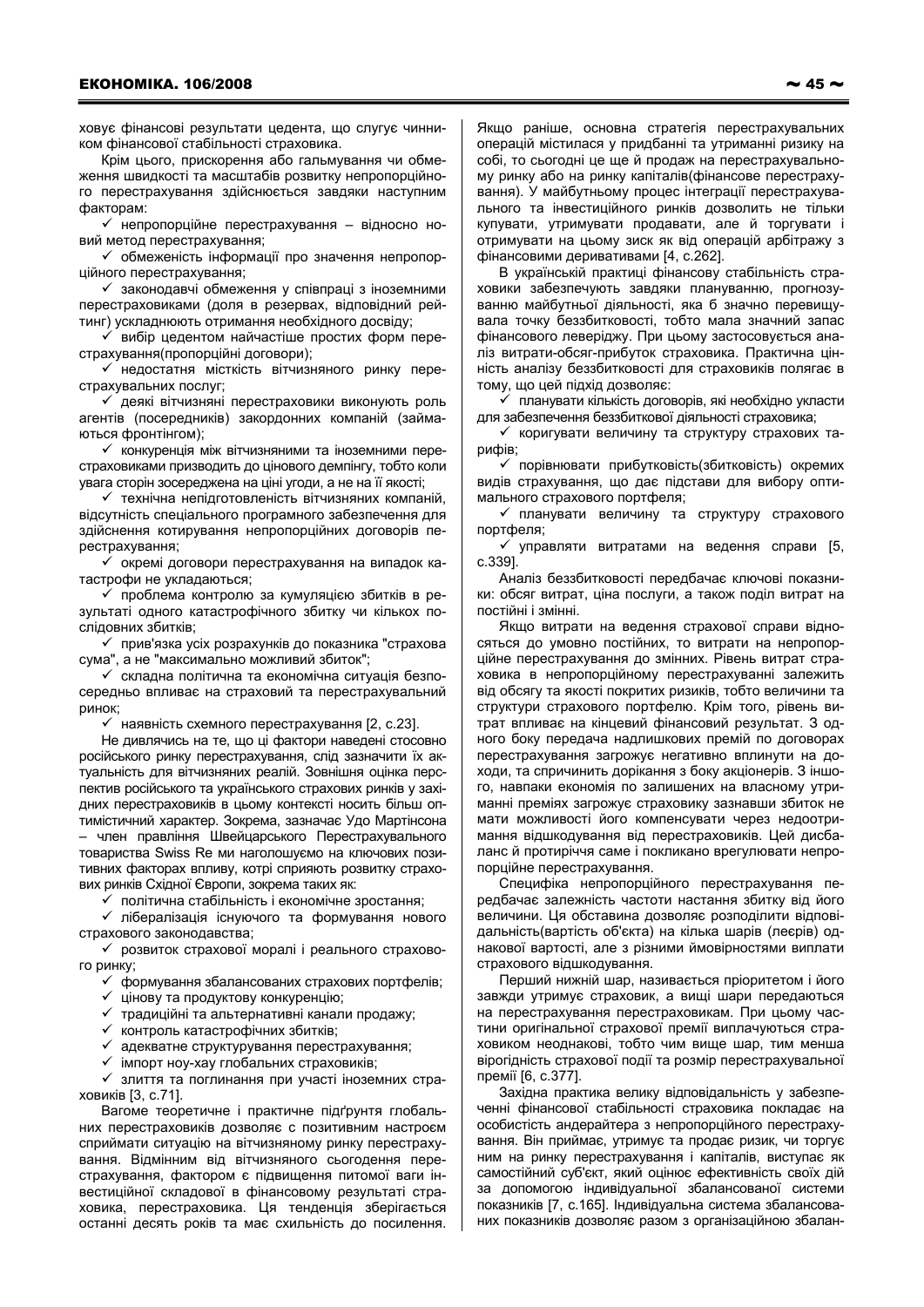ховує фінансові результати цедента, що слугує чинником фінансової стабільності страховика.

Крім цього, прискорення або гальмування чи обмеження швидкості та масштабів розвитку непропорційного перестрахування здійснюється завдяки наступним факторам:

- ✓ непропорційне перестрахування – відносно новий метод перестрахування;
- ✓ обмеженість інформації про значення непропорційного перестрахування;
- ✓ законодавчі обмеження у співпраці з іноземними перестраховиками (доля в резервах, відповідний рейтинг) ускладнюють отримання необхідного досвіду;
- ✓ вибір цедентом найчастіше простих форм перестрахування(пропорційні договори);
- ✓ недостатня місткість вітчизняного ринку перестрахувальних послуг;
- ✓ деякі вітчизняні перестраховики виконують роль агентів (посередників) закордонних компаній (займаються фронтінгом);
- ✓ конкуренція між вітчизняними та іноземними перестраховиками призводить до цінового демпінгу, тобто коли увага сторін зосереджена на ціні угоди, а не на її якості;
- ✓ технічна непідготовленість вітчизняних компаній, відсутність спеціального програмного забезпечення для здійснення котирування непропорційних договорів перестрахування;
- ✓ окремі договори перестрахування на випадок катастрофи не укладаються;
- ✓ проблема контролю за кумуляцією збитків в результаті одного катастрофічного збитку чи кількох послідовних збитків;
- ✓ прив'язка усіх розрахунків до показника "страхова сума", а не "максимально можливий збиток";
- ✓ складна політична та економічна ситуація безпосередньо впливає на страховий та перестрахувальний ринок;
- ✓ наявність схемного перестрахування [2, с.23].

Не дивлячись на те, що ці фактори наведені стосовно російського ринку перестрахування, слід зазначити їх актуальність для вітчизняних реалій. Зовнішня оцінка перспектив російського та українського страхових ринків у західних перестраховиків в цьому контексті носить більш оптимістичний характер. Зокрема, зазначає Удо Мартінсона – член правління Швейцарського Перестрахувального товариства Swiss Re ми наголошуємо на ключових позитивних факторах впливу, котрі сприяють розвитку страхових ринків Східної Європи, зокрема таких як:

- ✓ політична стабільність і економічне зростання;
- ✓ лібералізація існуючого та формування нового страхового законодавства;
- ✓ розвиток страхової моралі і реального страхового ринку;
- ✓ формування збалансованих страхових портфелів;
- ✓ цінову та продуктову конкуренцію;
- ✓ традиційні та альтернативні канали продажу;
- ✓ контроль катастрофічних збитків;
- ✓ адекватне структурування перестрахування;
- ✓ імпорт ноу-хау глобальних страховиків;
- ✓ злиття та поглинання при участі іноземних страховиків [3, с.71].

Вагоме теоретичне і практичне підґрунтя глобальних перестраховиків дозволяє з позитивним настроєм сприймати ситуацію на вітчизняному ринку перестрахування. Відмінним від вітчизняного сьогодення перестрахування, фактором є підвищення питомої ваги інвестиційної складової в фінансовому результаті страховика, перестраховика. Ця тенденція зберігається останні десять років та має схильність до посилення. Якщо раніше, основна стратегія перестрахувальних операцій містилася у придбанні та утриманні ризику на собі, то сьогодні це ще й продаж на перестрахувальному ринку або на ринку капіталів(фінансове перестрахування). У майбутньому процес інтеграції перестрахувального та інвестиційного ринків дозволить не тільки купувати, утримувати продавати, але й торгувати і отримувати на цьому зиск як від операцій арбітражу з фінансовими деривативами [4, с.262].

В українській практиці фінансову стабільність страховики забезпечують завдяки плануванню, прогнозуванню майбутньої діяльності, яка б значно перевищувала точку беззбитковості, тобто мала значний запас фінансового левериджу. При цьому застосовується аналіз витрати-обсяг-прибуток страховика. Практична цінність аналізу беззбитковості для страховиків полягає в тому, що цей підхід дозволяє:

- ✓ планувати кількість договорів, які необхідно укласти для забезпечення беззбиткової діяльності страховика;
- ✓ коригувати величину та структуру страхових тарифів;
- ✓ порівнювати прибутковість(збитковість) окремих видів страхування, що дає підстави для вибору оптимального страхового портфеля;
- ✓ планувати величину та структуру страхового портфеля;
- ✓ управляти витратами на ведення справи [5, с.339].

Аналіз беззбитковості передбачає ключові показники: обсяг витрат, ціна послуги, а також поділ витрат на постійні і змінні.

Якщо витрати на ведення страхової справи відносяться до умовно постійних, то витрати на непропорційне перестрахування до змінних. Рівень витрат страховика в непропорційному перестрахуванні залежить від обсягу та якості покритих ризиків, тобто величини та структури страхового портфелю. Крім того, рівень витрат впливає на кінцевий фінансовий результат. З одного боку передача надлишкових премій по договорах перестрахування загрожує негативно вплинути на доходи, та спричинить дорікання з боку акціонерів. З іншого, навпаки економія по залишених на власному утриманні преміях загрожує страховику зазнавши збиток не мати можливості його компенсувати через недоотримання відшкодування від перестраховиків. Цей дисбаланс й протиріччя саме і покликано врегулювати непропорційне перестрахування.

Специфіка непропорційного перестрахування передбачає залежність частоти настання збитку від його величини. Ця обставина дозволяє розподілити відповідальність(вартість об'єкта) на кілька шарів (леєрів) однакової вартості, але з різними ймовірностями виплати страхового відшкодування.

Перший нижній шар, називається пріоритетом і його завжди утримує страховик, а вищі шари передаються на перестрахування перестраховикам. При цьому частини оригінальної страхової премії виплачуються страховиком неоднакові, тобто чим вище шар, тим менша вірогідність страхової події та розмір перестрахувальної премії [6, с.377].

Західна практика велику відповідальність у забезпеченні фінансової стабільності страховика покладає на особистість андерайтера з непропорційного перестрахування. Він приймає, утримує та продає ризик, чи торгує ним на ринку перестрахування і капіталів, виступає як самостійний суб'єкт, який оцінює ефективність своїх дій за допомогою індивідуальної збалансованої системи показників [7, с.165]. Індивідуальна система збалансованих показників дозволяє разом з організаційною збалан-